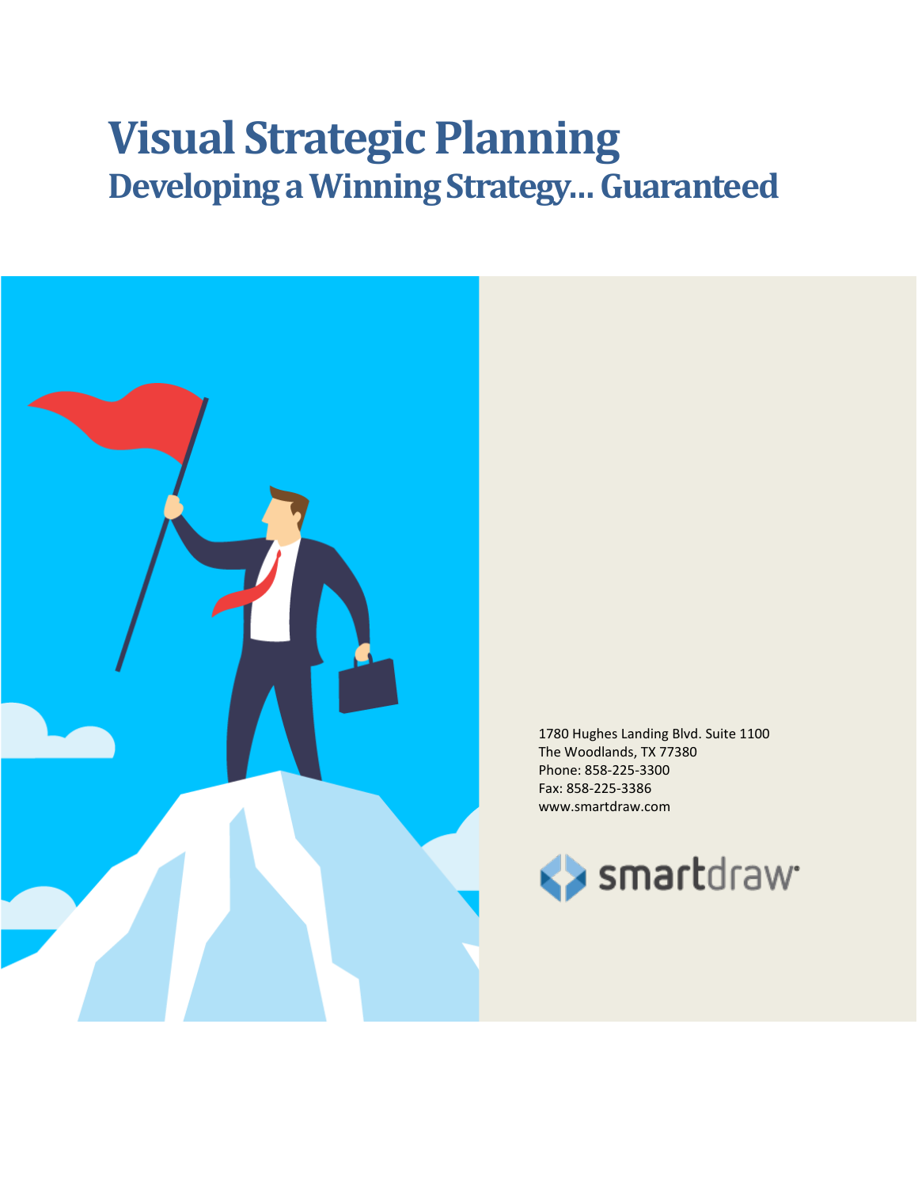# Visual Strategic Planning

## Developing a Winning Strategy… Guaranteed

1780 Hughes Landing Blvd. Suite 1100
The Woodlands, TX 77380
Phone: 858-225-3300
Fax: 858-225-3386
www.smartdraw.com

smartdraw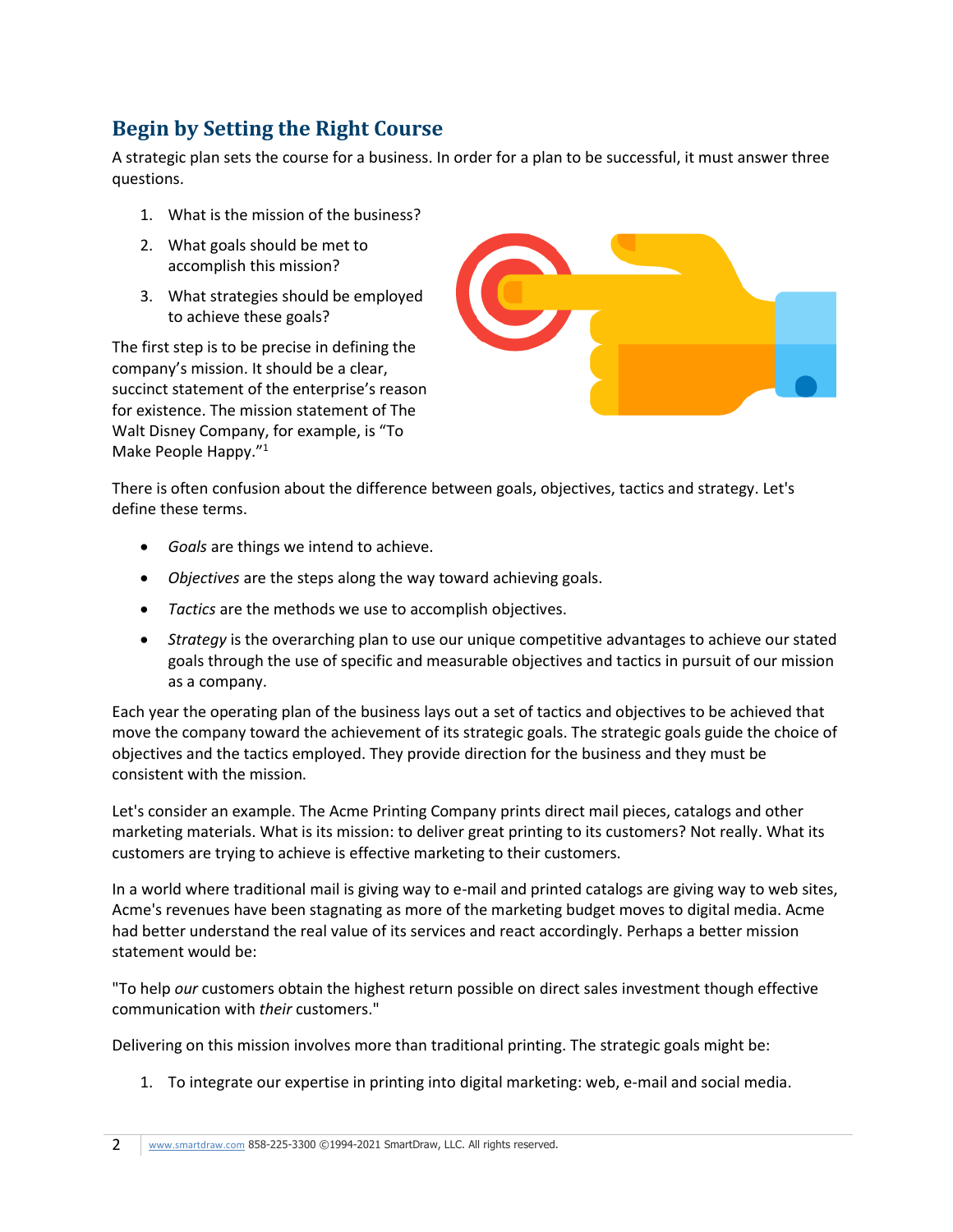## Begin by Setting the Right Course

A strategic plan sets the course for a business. In order for a plan to be successful, it must answer three questions.

1. What is the mission of the business?
2. What goals should be met to accomplish this mission?
3. What strategies should be employed to achieve these goals?

The first step is to be precise in defining the company's mission. It should be a clear, succinct statement of the enterprise's reason for existence. The mission statement of The Walt Disney Company, for example, is "To Make People Happy."[1]

There is often confusion about the difference between goals, objectives, tactics and strategy. Let's define these terms.

- *Goals* are things we intend to achieve.
- *Objectives* are the steps along the way toward achieving goals.
- *Tactics* are the methods we use to accomplish objectives.
- *Strategy* is the overarching plan to use our unique competitive advantages to achieve our stated goals through the use of specific and measurable objectives and tactics in pursuit of our mission as a company.

Each year the operating plan of the business lays out a set of tactics and objectives to be achieved that move the company toward the achievement of its strategic goals. The strategic goals guide the choice of objectives and the tactics employed. They provide direction for the business and they must be consistent with the mission.

Let's consider an example. The Acme Printing Company prints direct mail pieces, catalogs and other marketing materials. What is its mission: to deliver great printing to its customers? Not really. What its customers are trying to achieve is effective marketing to their customers.

In a world where traditional mail is giving way to e-mail and printed catalogs are giving way to web sites, Acme's revenues have been stagnating as more of the marketing budget moves to digital media. Acme had better understand the real value of its services and react accordingly. Perhaps a better mission statement would be:

"To help *our* customers obtain the highest return possible on direct sales investment though effective communication with *their* customers."

Delivering on this mission involves more than traditional printing. The strategic goals might be:

1. To integrate our expertise in printing into digital marketing: web, e-mail and social media.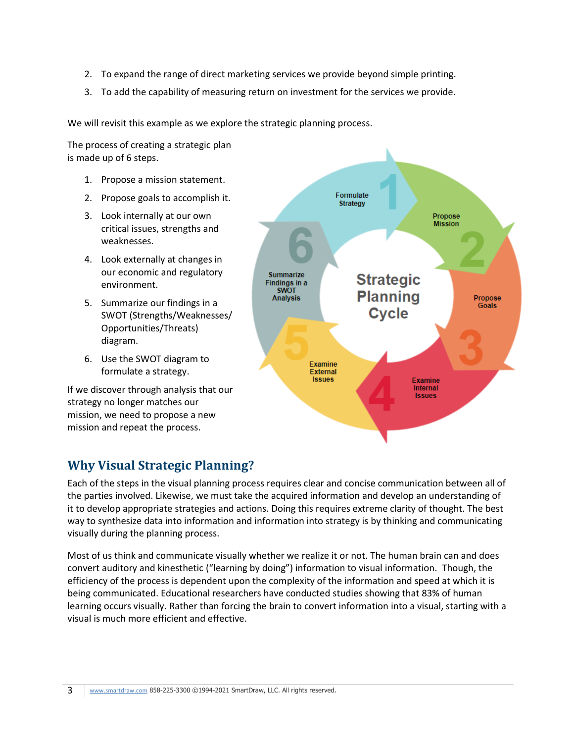2. To expand the range of direct marketing services we provide beyond simple printing.
3. To add the capability of measuring return on investment for the services we provide.

We will revisit this example as we explore the strategic planning process.

The process of creating a strategic plan is made up of 6 steps.

1. Propose a mission statement.
2. Propose goals to accomplish it.
3. Look internally at our own critical issues, strengths and weaknesses.
4. Look externally at changes in our economic and regulatory environment.
5. Summarize our findings in a SWOT (Strengths/Weaknesses/ Opportunities/Threats) diagram.
6. Use the SWOT diagram to formulate a strategy.

If we discover through analysis that our strategy no longer matches our mission, we need to propose a new mission and repeat the process.

## Why Visual Strategic Planning?

Each of the steps in the visual planning process requires clear and concise communication between all of the parties involved. Likewise, we must take the acquired information and develop an understanding of it to develop appropriate strategies and actions. Doing this requires extreme clarity of thought. The best way to synthesize data into information and information into strategy is by thinking and communicating visually during the planning process.

Most of us think and communicate visually whether we realize it or not. The human brain can and does convert auditory and kinesthetic ("learning by doing") information to visual information. Though, the efficiency of the process is dependent upon the complexity of the information and speed at which it is being communicated. Educational researchers have conducted studies showing that 83% of human learning occurs visually. Rather than forcing the brain to convert information into a visual, starting with a visual is much more efficient and effective.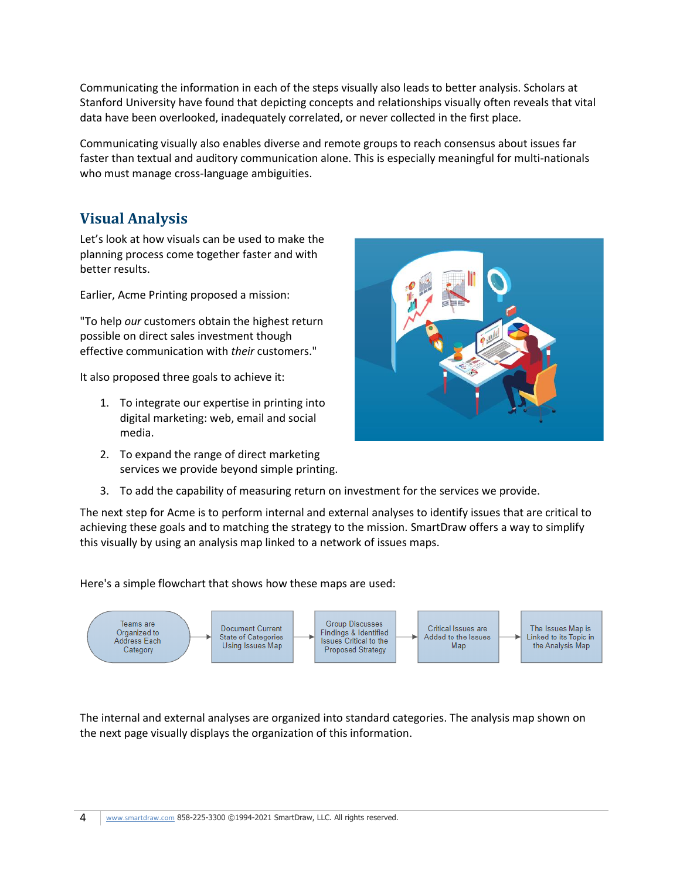Communicating the information in each of the steps visually also leads to better analysis. Scholars at Stanford University have found that depicting concepts and relationships visually often reveals that vital data have been overlooked, inadequately correlated, or never collected in the first place.

Communicating visually also enables diverse and remote groups to reach consensus about issues far faster than textual and auditory communication alone. This is especially meaningful for multi-nationals who must manage cross-language ambiguities.

## Visual Analysis

Let's look at how visuals can be used to make the planning process come together faster and with better results.

Earlier, Acme Printing proposed a mission:

"To help *our* customers obtain the highest return possible on direct sales investment though effective communication with *their* customers."

It also proposed three goals to achieve it:

1. To integrate our expertise in printing into digital marketing: web, email and social media.
2. To expand the range of direct marketing services we provide beyond simple printing.
3. To add the capability of measuring return on investment for the services we provide.

The next step for Acme is to perform internal and external analyses to identify issues that are critical to achieving these goals and to matching the strategy to the mission. SmartDraw offers a way to simplify this visually by using an analysis map linked to a network of issues maps.

Here's a simple flowchart that shows how these maps are used:

Teams are Organized to Address Each Category → Document Current State of Categories Using Issues Map → Group Discusses Findings & Identified Issues Critical to the Proposed Strategy → Critical Issues are Added to the Issues Map → The Issues Map is Linked to its Topic in the Analysis Map

The internal and external analyses are organized into standard categories. The analysis map shown on the next page visually displays the organization of this information.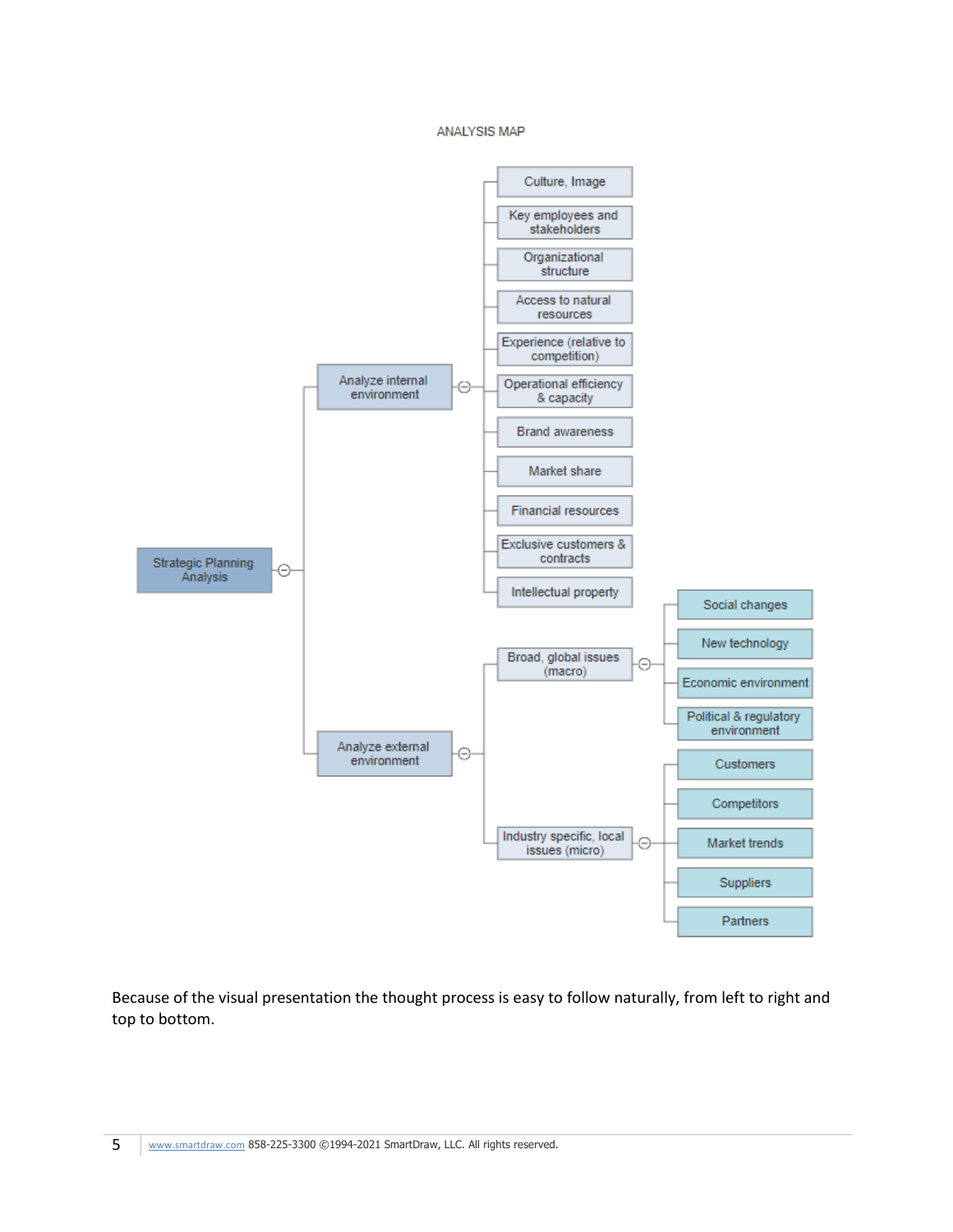ANALYSIS MAP

- Strategic Planning Analysis
  - Analyze internal environment
    - Culture, Image
    - Key employees and stakeholders
    - Organizational structure
    - Access to natural resources
    - Experience (relative to competition)
    - Operational efficiency & capacity
    - Brand awareness
    - Market share
    - Financial resources
    - Exclusive customers & contracts
    - Intellectual property
  - Analyze external environment
    - Broad, global issues (macro)
      - Social changes
      - New technology
      - Economic environment
      - Political & regulatory environment
    - Industry specific, local issues (micro)
      - Customers
      - Competitors
      - Market trends
      - Suppliers
      - Partners

Because of the visual presentation the thought process is easy to follow naturally, from left to right and top to bottom.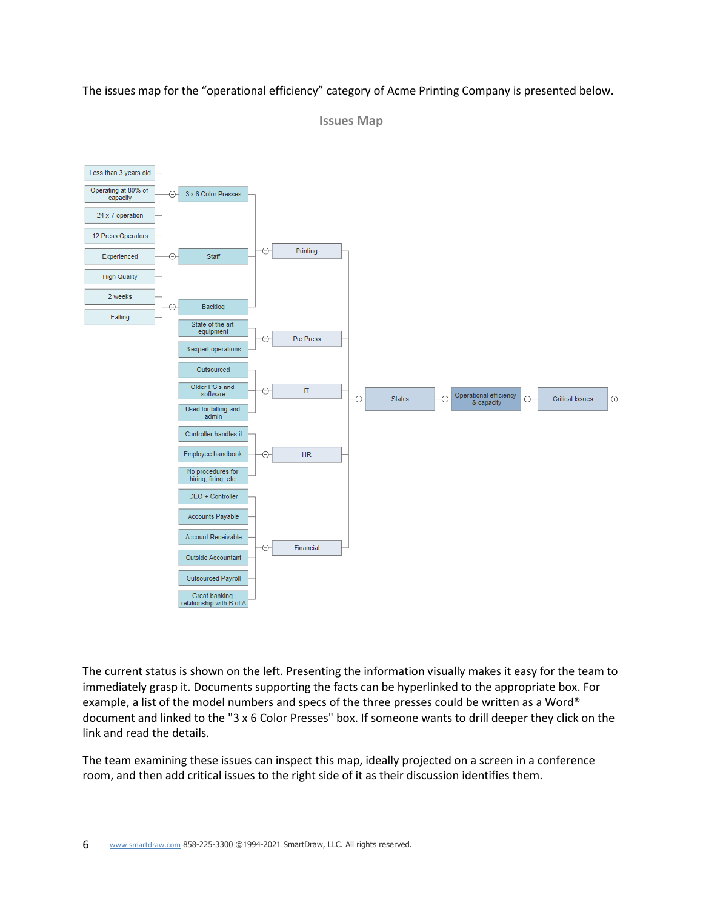The issues map for the “operational efficiency” category of Acme Printing Company is presented below.

Issues Map

- Critical Issues
  - Operational efficiency & capacity
    - Status
      - Printing
        - 3 x 6 Color Presses
          - Less than 3 years old
          - Operating at 80% of capacity
          - 24 x 7 operation
        - Staff
          - 12 Press Operators
          - Experienced
          - High Quality
        - Backlog
          - 2 weeks
          - Falling
      - Pre Press
        - State of the art equipment
        - 3 expert operations
      - IT
        - Outsourced
        - Older PC's and software
        - Used for billing and admin
      - HR
        - Controller handles it
        - Employee handbook
        - No procedures for hiring, firing, etc.
      - Financial
        - CEO + Controller
        - Accounts Payable
        - Account Receivable
        - Outside Accountant
        - Outsourced Payroll
        - Great banking relationship with B of A

The current status is shown on the left. Presenting the information visually makes it easy for the team to immediately grasp it. Documents supporting the facts can be hyperlinked to the appropriate box. For example, a list of the model numbers and specs of the three presses could be written as a Word® document and linked to the "3 x 6 Color Presses" box. If someone wants to drill deeper they click on the link and read the details.

The team examining these issues can inspect this map, ideally projected on a screen in a conference room, and then add critical issues to the right side of it as their discussion identifies them.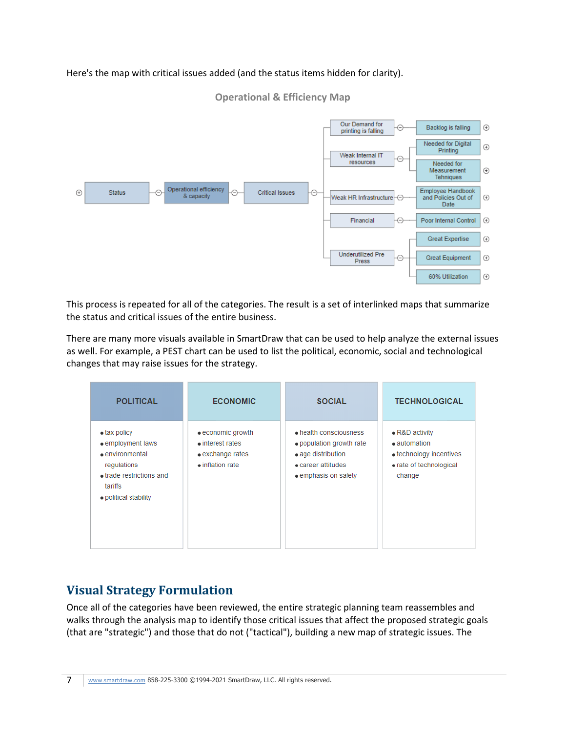Here's the map with critical issues added (and the status items hidden for clarity).

Operational & Efficiency Map

- Status
  - Operational efficiency & capacity
    - Critical Issues
      - Our Demand for printing is falling
        - Backlog is falling
      - Weak Internal IT resources
        - Needed for Digital Printing
        - Needed for Measurement Tehniques
      - Weak HR Infrastructure
        - Employee Handbook and Policies Out of Date
      - Financial
        - Poor Internal Control
      - Underutilized Pre Press
        - Great Expertise
        - Great Equipment
        - 60% Utilization

This process is repeated for all of the categories. The result is a set of interlinked maps that summarize the status and critical issues of the entire business.

There are many more visuals available in SmartDraw that can be used to help analyze the external issues as well. For example, a PEST chart can be used to list the political, economic, social and technological changes that may raise issues for the strategy.

| POLITICAL | ECONOMIC | SOCIAL | TECHNOLOGICAL |
|---|---|---|---|
| • tax policy<br>• employment laws<br>• environmental regulations<br>• trade restrictions and tariffs<br>• political stability | • economic growth<br>• interest rates<br>• exchange rates<br>• inflation rate | • health consciousness<br>• population growth rate<br>• age distribution<br>• career attitudes<br>• emphasis on safety | • R&D activity<br>• automation<br>• technology incentives<br>• rate of technological change |

## Visual Strategy Formulation

Once all of the categories have been reviewed, the entire strategic planning team reassembles and walks through the analysis map to identify those critical issues that affect the proposed strategic goals (that are "strategic") and those that do not ("tactical"), building a new map of strategic issues. The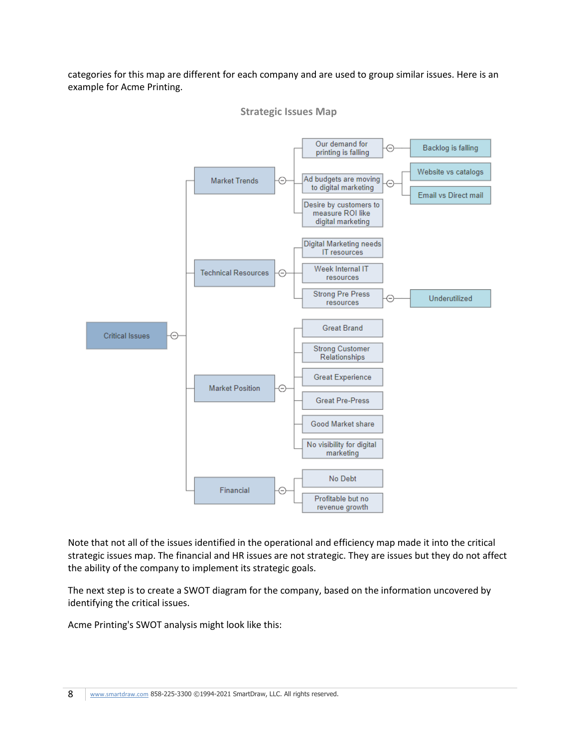categories for this map are different for each company and are used to group similar issues. Here is an example for Acme Printing.

**Strategic Issues Map**

- Critical Issues
  - Market Trends
    - Our demand for printing is falling
      - Backlog is falling
    - Ad budgets are moving to digital marketing
      - Website vs catalogs
      - Email vs Direct mail
    - Desire by customers to measure ROI like digital marketing
  - Technical Resources
    - Digital Marketing needs IT resources
    - Week Internal IT resources
    - Strong Pre Press resources
      - Underutilized
  - Market Position
    - Great Brand
    - Strong Customer Relationships
    - Great Experience
    - Great Pre-Press
    - Good Market share
    - No visibility for digital marketing
  - Financial
    - No Debt
    - Profitable but no revenue growth

Note that not all of the issues identified in the operational and efficiency map made it into the critical strategic issues map. The financial and HR issues are not strategic. They are issues but they do not affect the ability of the company to implement its strategic goals.

The next step is to create a SWOT diagram for the company, based on the information uncovered by identifying the critical issues.

Acme Printing's SWOT analysis might look like this: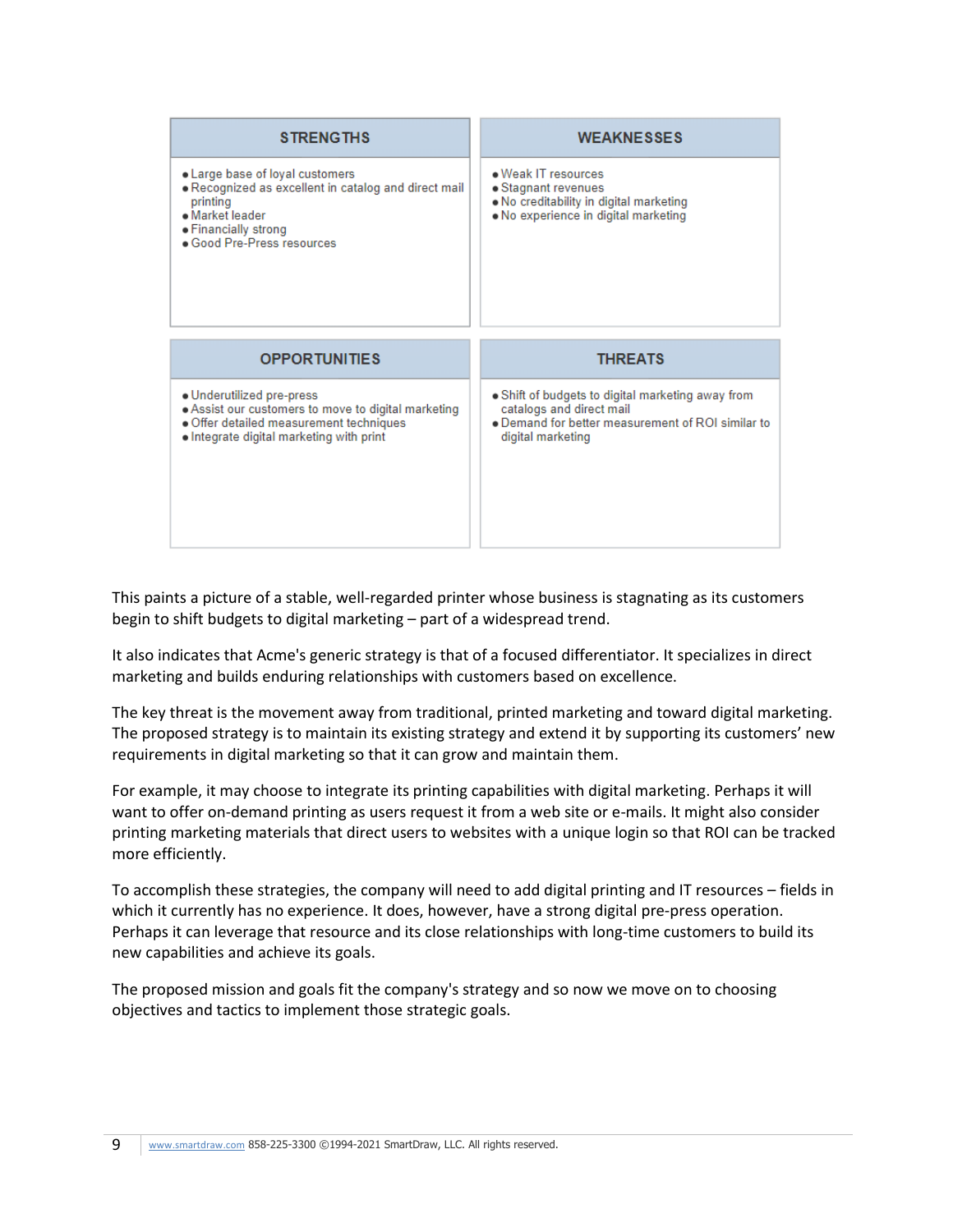| STRENGTHS | WEAKNESSES |
| --- | --- |
| • Large base of loyal customers<br>• Recognized as excellent in catalog and direct mail printing<br>• Market leader<br>• Financially strong<br>• Good Pre-Press resources | • Weak IT resources<br>• Stagnant revenues<br>• No creditability in digital marketing<br>• No experience in digital marketing |

| OPPORTUNITIES | THREATS |
| --- | --- |
| • Underutilized pre-press<br>• Assist our customers to move to digital marketing<br>• Offer detailed measurement techniques<br>• Integrate digital marketing with print | • Shift of budgets to digital marketing away from catalogs and direct mail<br>• Demand for better measurement of ROI similar to digital marketing |

This paints a picture of a stable, well-regarded printer whose business is stagnating as its customers begin to shift budgets to digital marketing – part of a widespread trend.

It also indicates that Acme's generic strategy is that of a focused differentiator. It specializes in direct marketing and builds enduring relationships with customers based on excellence.

The key threat is the movement away from traditional, printed marketing and toward digital marketing. The proposed strategy is to maintain its existing strategy and extend it by supporting its customers' new requirements in digital marketing so that it can grow and maintain them.

For example, it may choose to integrate its printing capabilities with digital marketing. Perhaps it will want to offer on-demand printing as users request it from a web site or e-mails. It might also consider printing marketing materials that direct users to websites with a unique login so that ROI can be tracked more efficiently.

To accomplish these strategies, the company will need to add digital printing and IT resources – fields in which it currently has no experience. It does, however, have a strong digital pre-press operation. Perhaps it can leverage that resource and its close relationships with long-time customers to build its new capabilities and achieve its goals.

The proposed mission and goals fit the company's strategy and so now we move on to choosing objectives and tactics to implement those strategic goals.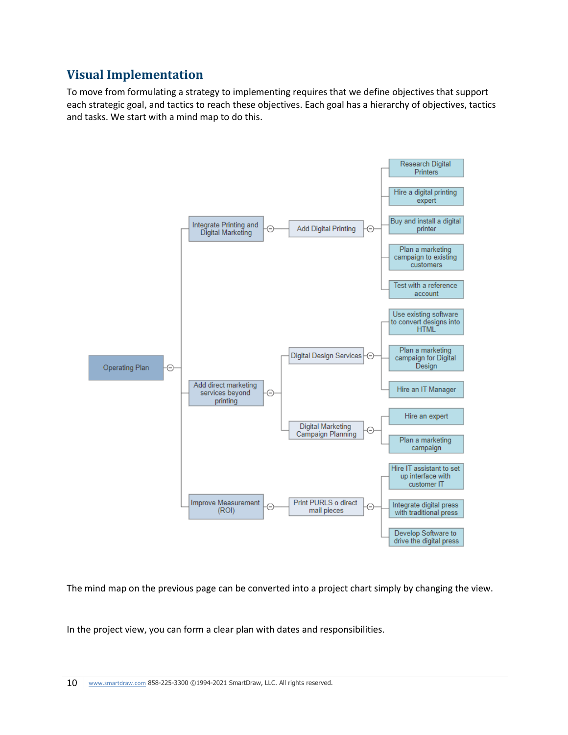## Visual Implementation

To move from formulating a strategy to implementing requires that we define objectives that support each strategic goal, and tactics to reach these objectives. Each goal has a hierarchy of objectives, tactics and tasks. We start with a mind map to do this.

- Operating Plan
  - Integrate Printing and Digital Marketing
    - Add Digital Printing
      - Research Digital Printers
      - Hire a digital printing expert
      - Buy and install a digital printer
      - Plan a marketing campaign to existing customers
      - Test with a reference account
  - Add direct marketing services beyond printing
    - Digital Design Services
      - Use existing software to convert designs into HTML
      - Plan a marketing campaign for Digital Design
      - Hire an IT Manager
    - Digital Marketing Campaign Planning
      - Hire an expert
      - Plan a marketing campaign
  - Improve Measurement (ROI)
    - Print PURLS o direct mail pieces
      - Hire IT assistant to set up interface with customer IT
      - Integrate digital press with traditional press
      - Develop Software to drive the digital press

The mind map on the previous page can be converted into a project chart simply by changing the view.

In the project view, you can form a clear plan with dates and responsibilities.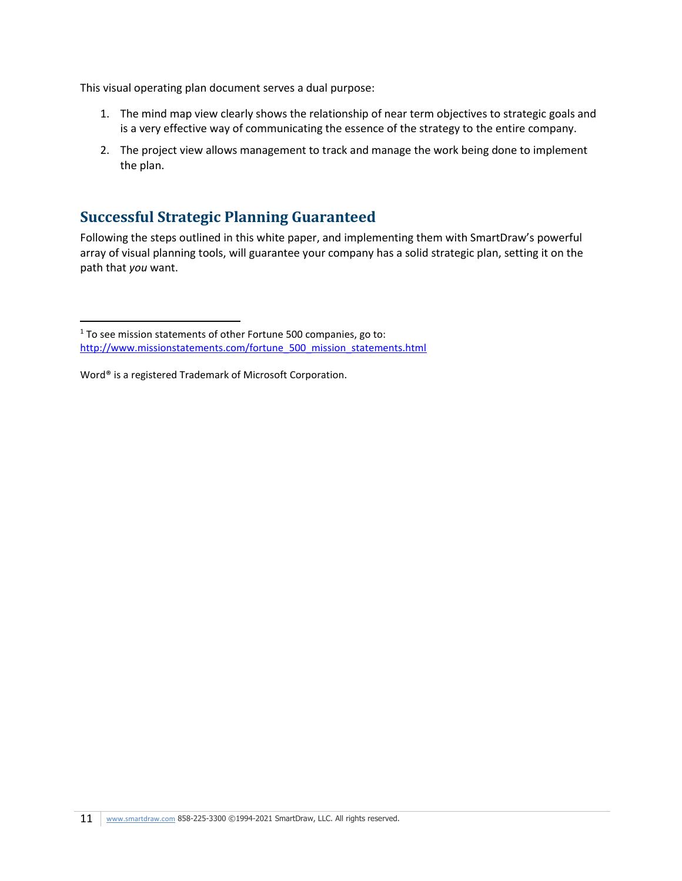This visual operating plan document serves a dual purpose:

1. The mind map view clearly shows the relationship of near term objectives to strategic goals and is a very effective way of communicating the essence of the strategy to the entire company.
2. The project view allows management to track and manage the work being done to implement the plan.

## Successful Strategic Planning Guaranteed

Following the steps outlined in this white paper, and implementing them with SmartDraw's powerful array of visual planning tools, will guarantee your company has a solid strategic plan, setting it on the path that *you* want.

---

[1] To see mission statements of other Fortune 500 companies, go to: http://www.missionstatements.com/fortune_500_mission_statements.html

Word® is a registered Trademark of Microsoft Corporation.